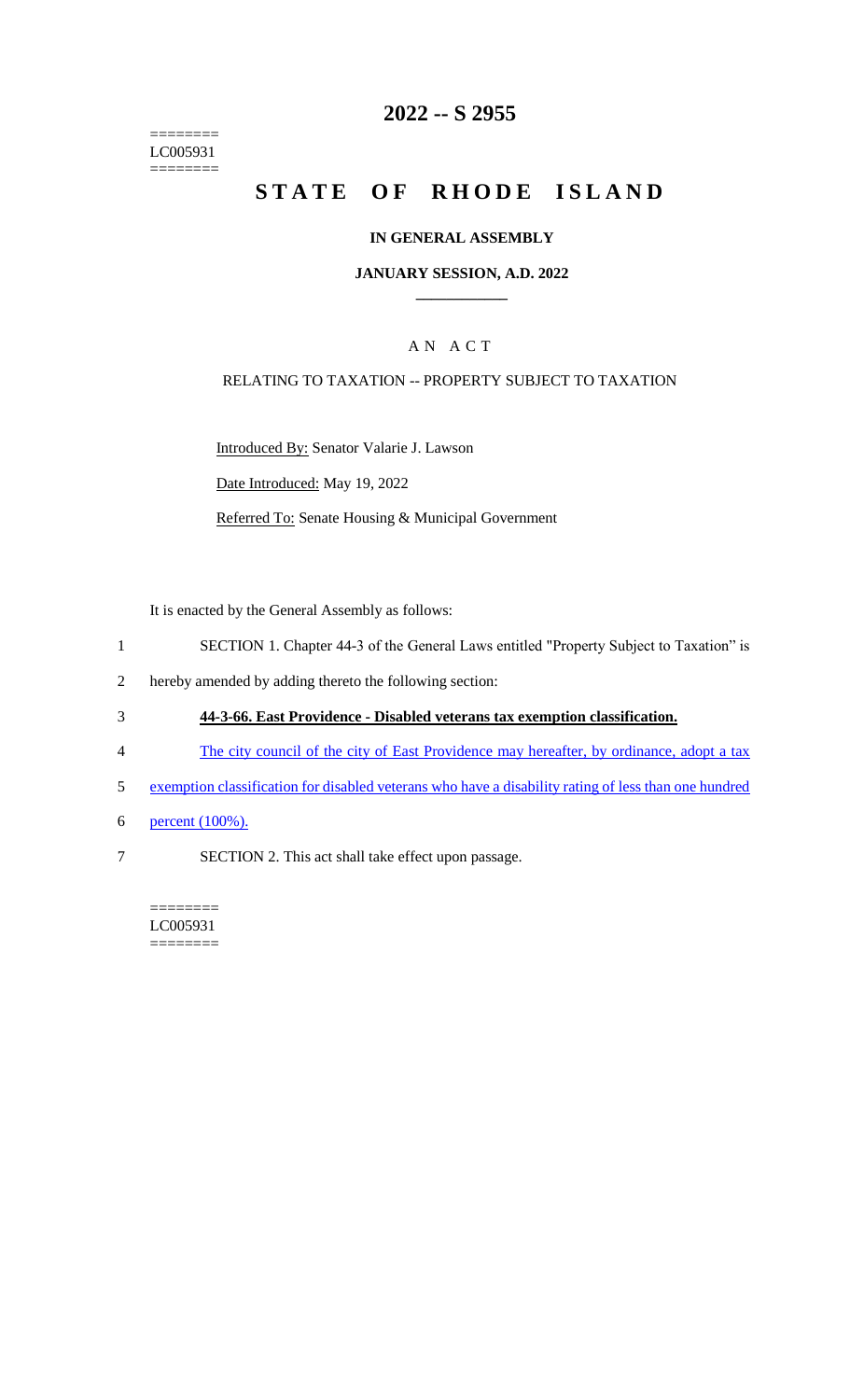========
LC005931
========

# 2022 -- S 2955

# STATE OF RHODE ISLAND

## IN GENERAL ASSEMBLY

### JANUARY SESSION, A.D. 2022

____________

### A N A C T

RELATING TO TAXATION -- PROPERTY SUBJECT TO TAXATION

Introduced By: Senator Valarie J. Lawson

Date Introduced: May 19, 2022

Referred To: Senate Housing & Municipal Government

It is enacted by the General Assembly as follows:

1 SECTION 1. Chapter 44-3 of the General Laws entitled "Property Subject to Taxation" is
2 hereby amended by adding thereto the following section:

3 **44-3-66. East Providence - Disabled veterans tax exemption classification.**

4 The city council of the city of East Providence may hereafter, by ordinance, adopt a tax
5 exemption classification for disabled veterans who have a disability rating of less than one hundred
6 percent (100%).

7 SECTION 2. This act shall take effect upon passage.

========
LC005931
========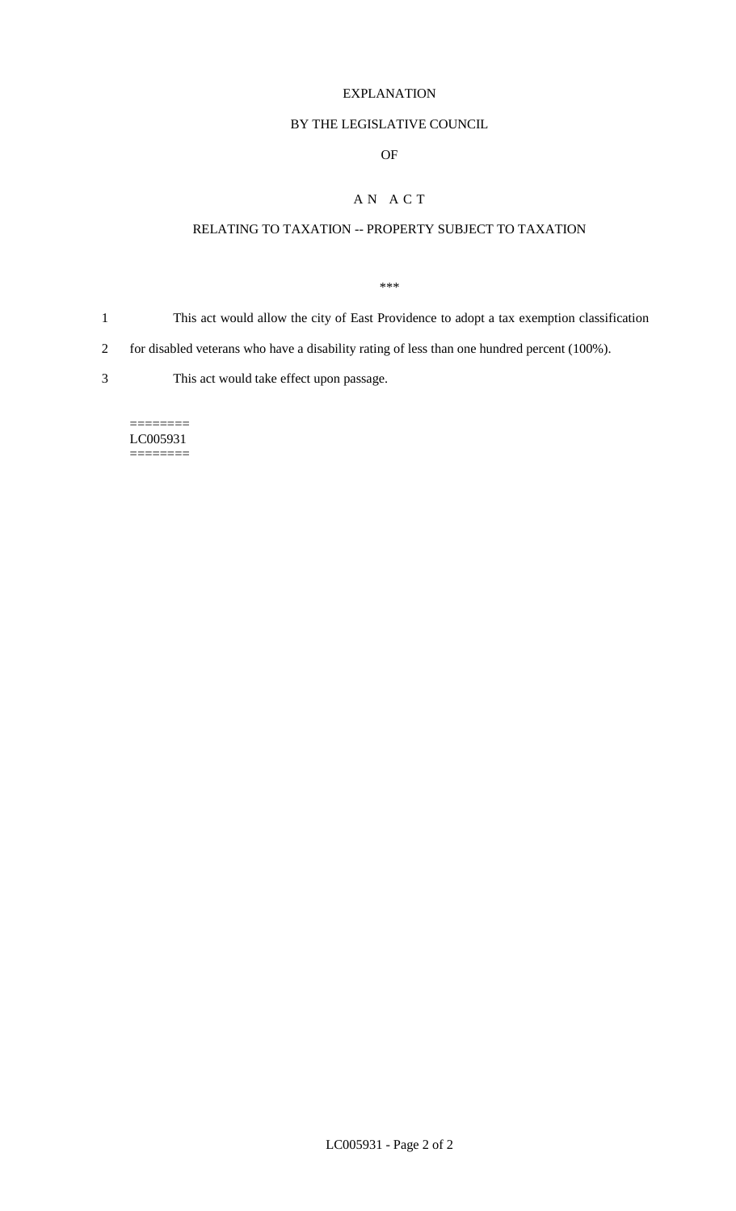EXPLANATION

BY THE LEGISLATIVE COUNCIL

OF

A N A C T

RELATING TO TAXATION -- PROPERTY SUBJECT TO TAXATION

\*\*\*

1 This act would allow the city of East Providence to adopt a tax exemption classification

2 for disabled veterans who have a disability rating of less than one hundred percent (100%).

3 This act would take effect upon passage.

========
LC005931
========